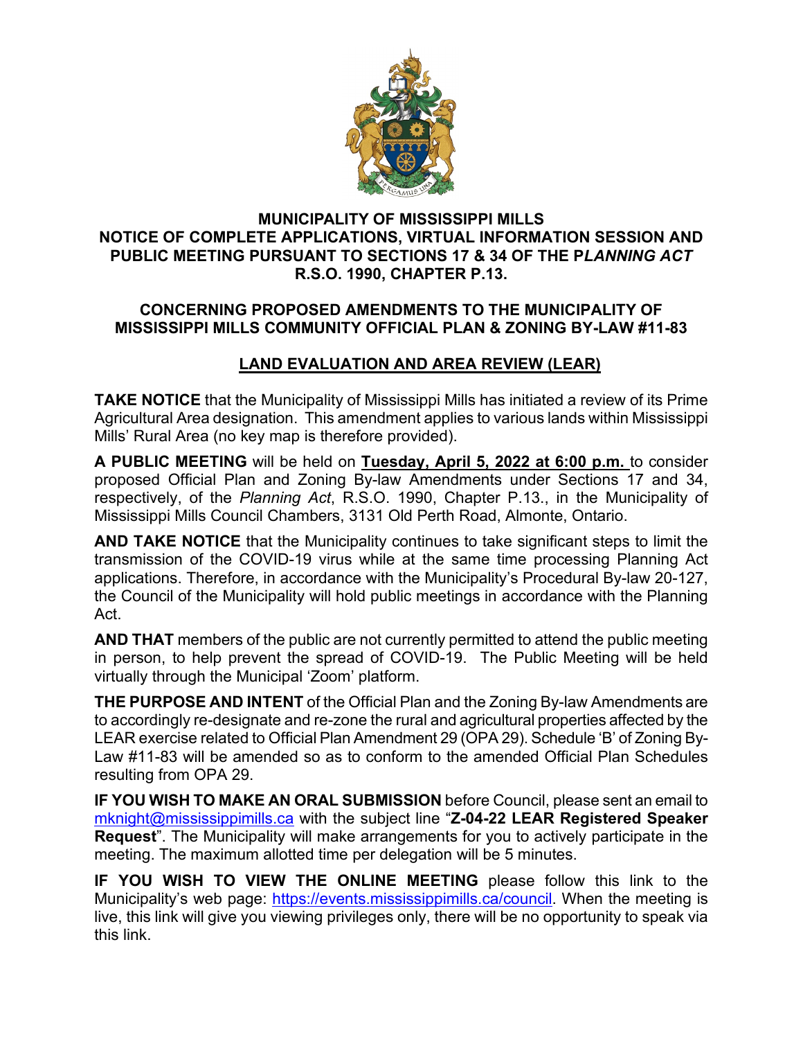# MUNICIPALITY OF MISSISSIPPI MILLS
## NOTICE OF COMPLETE APPLICATIONS, VIRTUAL INFORMATION SESSION AND PUBLIC MEETING PURSUANT TO SECTIONS 17 & 34 OF THE *PLANNING ACT* R.S.O. 1990, CHAPTER P.13.

## CONCERNING PROPOSED AMENDMENTS TO THE MUNICIPALITY OF MISSISSIPPI MILLS COMMUNITY OFFICIAL PLAN & ZONING BY-LAW #11-83

## LAND EVALUATION AND AREA REVIEW (LEAR)

**TAKE NOTICE** that the Municipality of Mississippi Mills has initiated a review of its Prime Agricultural Area designation. This amendment applies to various lands within Mississippi Mills' Rural Area (no key map is therefore provided).

**A PUBLIC MEETING** will be held on **Tuesday, April 5, 2022 at 6:00 p.m.** to consider proposed Official Plan and Zoning By-law Amendments under Sections 17 and 34, respectively, of the *Planning Act*, R.S.O. 1990, Chapter P.13., in the Municipality of Mississippi Mills Council Chambers, 3131 Old Perth Road, Almonte, Ontario.

**AND TAKE NOTICE** that the Municipality continues to take significant steps to limit the transmission of the COVID-19 virus while at the same time processing Planning Act applications. Therefore, in accordance with the Municipality's Procedural By-law 20-127, the Council of the Municipality will hold public meetings in accordance with the Planning Act.

**AND THAT** members of the public are not currently permitted to attend the public meeting in person, to help prevent the spread of COVID-19. The Public Meeting will be held virtually through the Municipal 'Zoom' platform.

**THE PURPOSE AND INTENT** of the Official Plan and the Zoning By-law Amendments are to accordingly re-designate and re-zone the rural and agricultural properties affected by the LEAR exercise related to Official Plan Amendment 29 (OPA 29). Schedule 'B' of Zoning By-Law #11-83 will be amended so as to conform to the amended Official Plan Schedules resulting from OPA 29.

**IF YOU WISH TO MAKE AN ORAL SUBMISSION** before Council, please sent an email to mknight@mississippimills.ca with the subject line "**Z-04-22 LEAR Registered Speaker Request**". The Municipality will make arrangements for you to actively participate in the meeting. The maximum allotted time per delegation will be 5 minutes.

**IF YOU WISH TO VIEW THE ONLINE MEETING** please follow this link to the Municipality's web page: https://events.mississippimills.ca/council. When the meeting is live, this link will give you viewing privileges only, there will be no opportunity to speak via this link.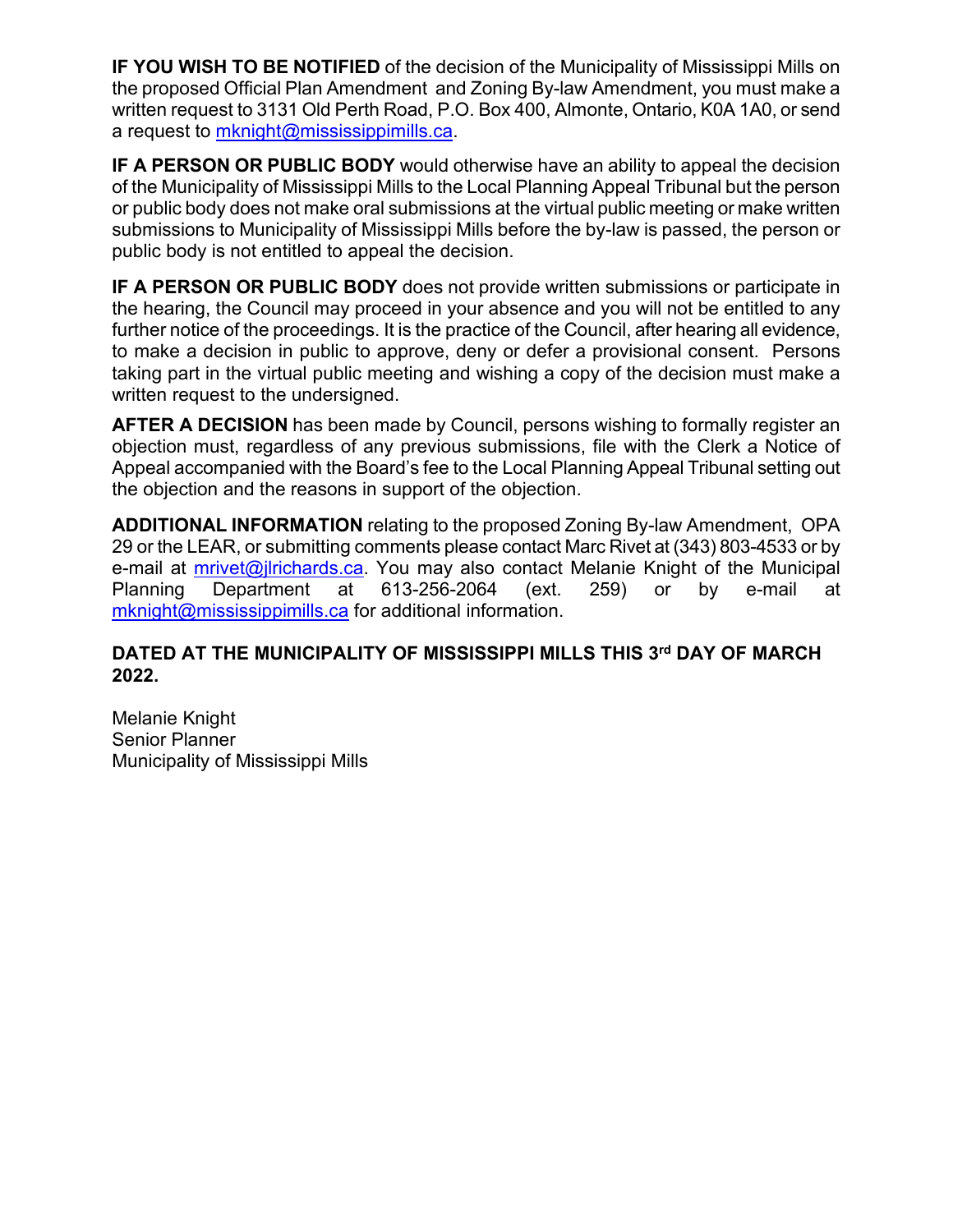**IF YOU WISH TO BE NOTIFIED** of the decision of the Municipality of Mississippi Mills on the proposed Official Plan Amendment and Zoning By-law Amendment, you must make a written request to 3131 Old Perth Road, P.O. Box 400, Almonte, Ontario, K0A 1A0, or send a request to mknight@mississippimills.ca.

**IF A PERSON OR PUBLIC BODY** would otherwise have an ability to appeal the decision of the Municipality of Mississippi Mills to the Local Planning Appeal Tribunal but the person or public body does not make oral submissions at the virtual public meeting or make written submissions to Municipality of Mississippi Mills before the by-law is passed, the person or public body is not entitled to appeal the decision.

**IF A PERSON OR PUBLIC BODY** does not provide written submissions or participate in the hearing, the Council may proceed in your absence and you will not be entitled to any further notice of the proceedings. It is the practice of the Council, after hearing all evidence, to make a decision in public to approve, deny or defer a provisional consent. Persons taking part in the virtual public meeting and wishing a copy of the decision must make a written request to the undersigned.

**AFTER A DECISION** has been made by Council, persons wishing to formally register an objection must, regardless of any previous submissions, file with the Clerk a Notice of Appeal accompanied with the Board's fee to the Local Planning Appeal Tribunal setting out the objection and the reasons in support of the objection.

**ADDITIONAL INFORMATION** relating to the proposed Zoning By-law Amendment, OPA 29 or the LEAR, or submitting comments please contact Marc Rivet at (343) 803-4533 or by e-mail at mrivet@jlrichards.ca. You may also contact Melanie Knight of the Municipal Planning Department at 613-256-2064 (ext. 259) or by e-mail at mknight@mississippimills.ca for additional information.

**DATED AT THE MUNICIPALITY OF MISSISSIPPI MILLS THIS 3rd DAY OF MARCH 2022.**

Melanie Knight
Senior Planner
Municipality of Mississippi Mills